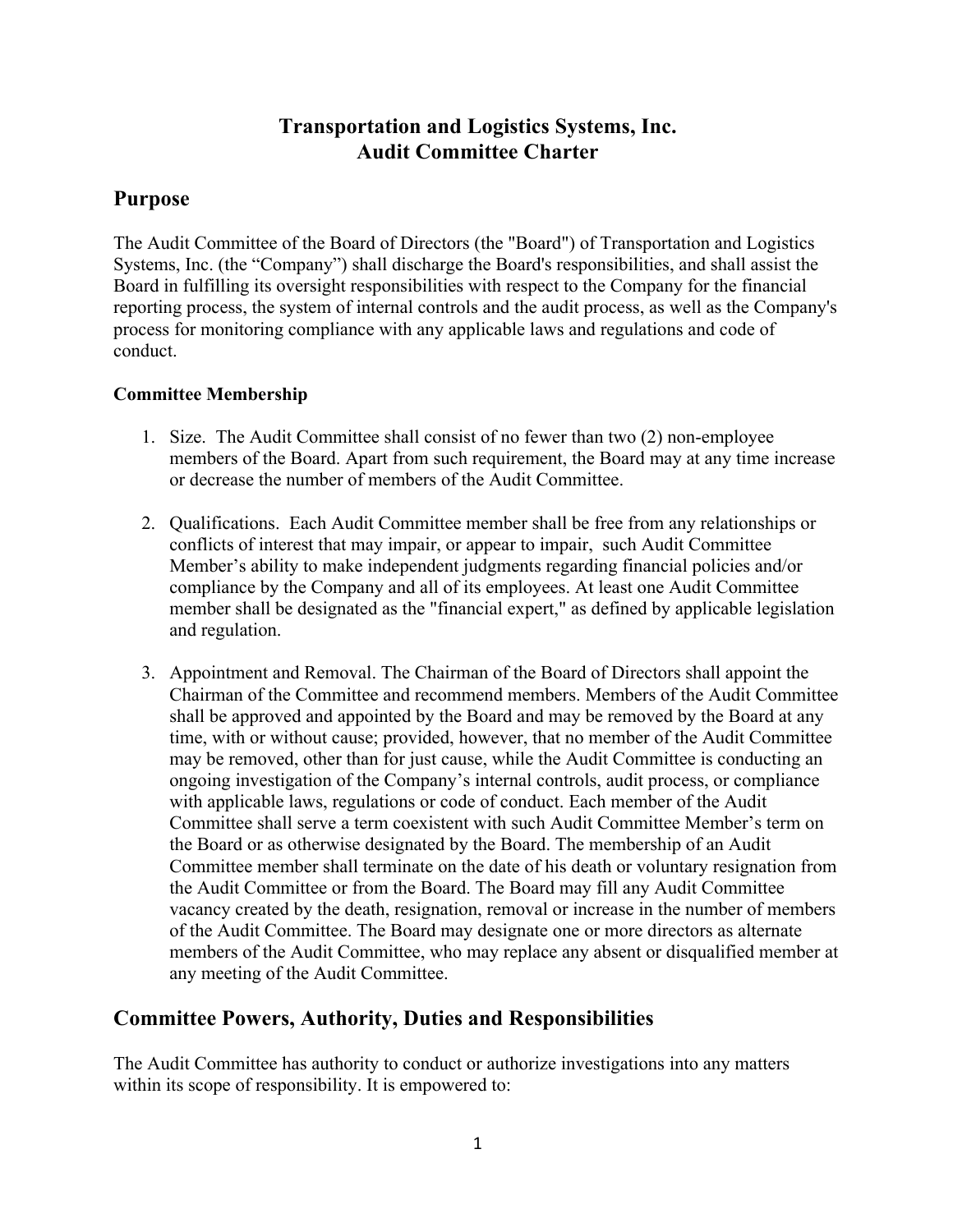# Transportation and Logistics Systems, Inc.
# Audit Committee Charter

## Purpose

The Audit Committee of the Board of Directors (the "Board") of Transportation and Logistics Systems, Inc. (the "Company") shall discharge the Board's responsibilities, and shall assist the Board in fulfilling its oversight responsibilities with respect to the Company for the financial reporting process, the system of internal controls and the audit process, as well as the Company's process for monitoring compliance with any applicable laws and regulations and code of conduct.

### Committee Membership

1. Size. The Audit Committee shall consist of no fewer than two (2) non-employee members of the Board. Apart from such requirement, the Board may at any time increase or decrease the number of members of the Audit Committee.

2. Qualifications. Each Audit Committee member shall be free from any relationships or conflicts of interest that may impair, or appear to impair, such Audit Committee Member's ability to make independent judgments regarding financial policies and/or compliance by the Company and all of its employees. At least one Audit Committee member shall be designated as the "financial expert," as defined by applicable legislation and regulation.

3. Appointment and Removal. The Chairman of the Board of Directors shall appoint the Chairman of the Committee and recommend members. Members of the Audit Committee shall be approved and appointed by the Board and may be removed by the Board at any time, with or without cause; provided, however, that no member of the Audit Committee may be removed, other than for just cause, while the Audit Committee is conducting an ongoing investigation of the Company's internal controls, audit process, or compliance with applicable laws, regulations or code of conduct. Each member of the Audit Committee shall serve a term coexistent with such Audit Committee Member's term on the Board or as otherwise designated by the Board. The membership of an Audit Committee member shall terminate on the date of his death or voluntary resignation from the Audit Committee or from the Board. The Board may fill any Audit Committee vacancy created by the death, resignation, removal or increase in the number of members of the Audit Committee. The Board may designate one or more directors as alternate members of the Audit Committee, who may replace any absent or disqualified member at any meeting of the Audit Committee.

## Committee Powers, Authority, Duties and Responsibilities

The Audit Committee has authority to conduct or authorize investigations into any matters within its scope of responsibility. It is empowered to: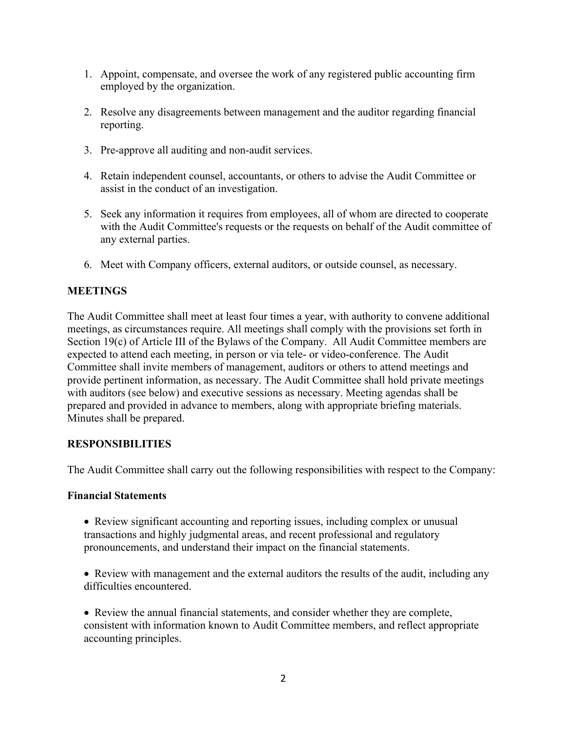1. Appoint, compensate, and oversee the work of any registered public accounting firm employed by the organization.

2. Resolve any disagreements between management and the auditor regarding financial reporting.

3. Pre-approve all auditing and non-audit services.

4. Retain independent counsel, accountants, or others to advise the Audit Committee or assist in the conduct of an investigation.

5. Seek any information it requires from employees, all of whom are directed to cooperate with the Audit Committee's requests or the requests on behalf of the Audit committee of any external parties.

6. Meet with Company officers, external auditors, or outside counsel, as necessary.

## MEETINGS

The Audit Committee shall meet at least four times a year, with authority to convene additional meetings, as circumstances require. All meetings shall comply with the provisions set forth in Section 19(c) of Article III of the Bylaws of the Company. All Audit Committee members are expected to attend each meeting, in person or via tele- or video-conference. The Audit Committee shall invite members of management, auditors or others to attend meetings and provide pertinent information, as necessary. The Audit Committee shall hold private meetings with auditors (see below) and executive sessions as necessary. Meeting agendas shall be prepared and provided in advance to members, along with appropriate briefing materials. Minutes shall be prepared.

## RESPONSIBILITIES

The Audit Committee shall carry out the following responsibilities with respect to the Company:

### Financial Statements

- Review significant accounting and reporting issues, including complex or unusual transactions and highly judgmental areas, and recent professional and regulatory pronouncements, and understand their impact on the financial statements.

- Review with management and the external auditors the results of the audit, including any difficulties encountered.

- Review the annual financial statements, and consider whether they are complete, consistent with information known to Audit Committee members, and reflect appropriate accounting principles.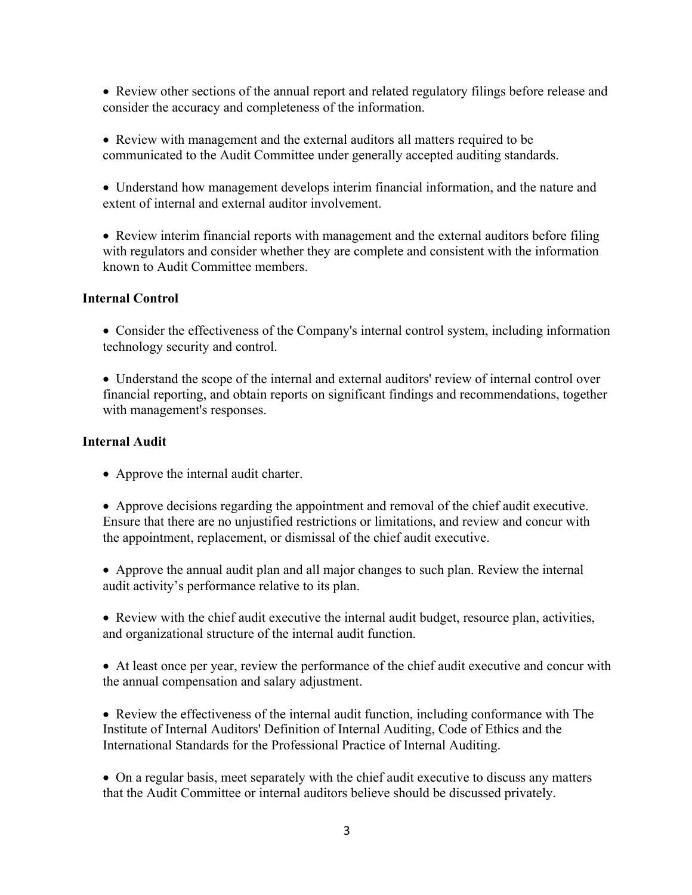- Review other sections of the annual report and related regulatory filings before release and consider the accuracy and completeness of the information.

- Review with management and the external auditors all matters required to be communicated to the Audit Committee under generally accepted auditing standards.

- Understand how management develops interim financial information, and the nature and extent of internal and external auditor involvement.

- Review interim financial reports with management and the external auditors before filing with regulators and consider whether they are complete and consistent with the information known to Audit Committee members.

**Internal Control**

- Consider the effectiveness of the Company's internal control system, including information technology security and control.

- Understand the scope of the internal and external auditors' review of internal control over financial reporting, and obtain reports on significant findings and recommendations, together with management's responses.

**Internal Audit**

- Approve the internal audit charter.

- Approve decisions regarding the appointment and removal of the chief audit executive. Ensure that there are no unjustified restrictions or limitations, and review and concur with the appointment, replacement, or dismissal of the chief audit executive.

- Approve the annual audit plan and all major changes to such plan. Review the internal audit activity's performance relative to its plan.

- Review with the chief audit executive the internal audit budget, resource plan, activities, and organizational structure of the internal audit function.

- At least once per year, review the performance of the chief audit executive and concur with the annual compensation and salary adjustment.

- Review the effectiveness of the internal audit function, including conformance with The Institute of Internal Auditors' Definition of Internal Auditing, Code of Ethics and the International Standards for the Professional Practice of Internal Auditing.

- On a regular basis, meet separately with the chief audit executive to discuss any matters that the Audit Committee or internal auditors believe should be discussed privately.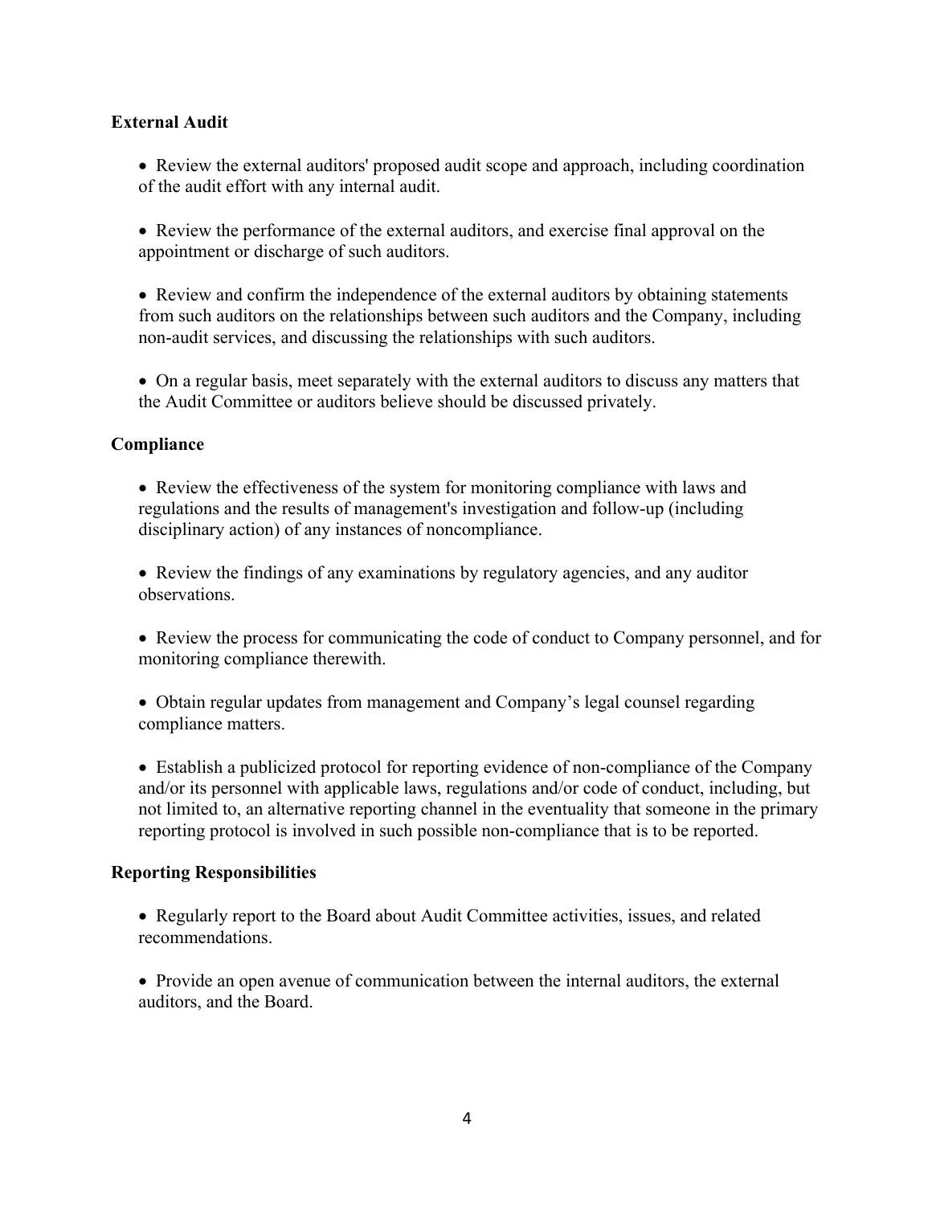**External Audit**

- Review the external auditors' proposed audit scope and approach, including coordination of the audit effort with any internal audit.

- Review the performance of the external auditors, and exercise final approval on the appointment or discharge of such auditors.

- Review and confirm the independence of the external auditors by obtaining statements from such auditors on the relationships between such auditors and the Company, including non-audit services, and discussing the relationships with such auditors.

- On a regular basis, meet separately with the external auditors to discuss any matters that the Audit Committee or auditors believe should be discussed privately.

**Compliance**

- Review the effectiveness of the system for monitoring compliance with laws and regulations and the results of management's investigation and follow-up (including disciplinary action) of any instances of noncompliance.

- Review the findings of any examinations by regulatory agencies, and any auditor observations.

- Review the process for communicating the code of conduct to Company personnel, and for monitoring compliance therewith.

- Obtain regular updates from management and Company's legal counsel regarding compliance matters.

- Establish a publicized protocol for reporting evidence of non-compliance of the Company and/or its personnel with applicable laws, regulations and/or code of conduct, including, but not limited to, an alternative reporting channel in the eventuality that someone in the primary reporting protocol is involved in such possible non-compliance that is to be reported.

**Reporting Responsibilities**

- Regularly report to the Board about Audit Committee activities, issues, and related recommendations.

- Provide an open avenue of communication between the internal auditors, the external auditors, and the Board.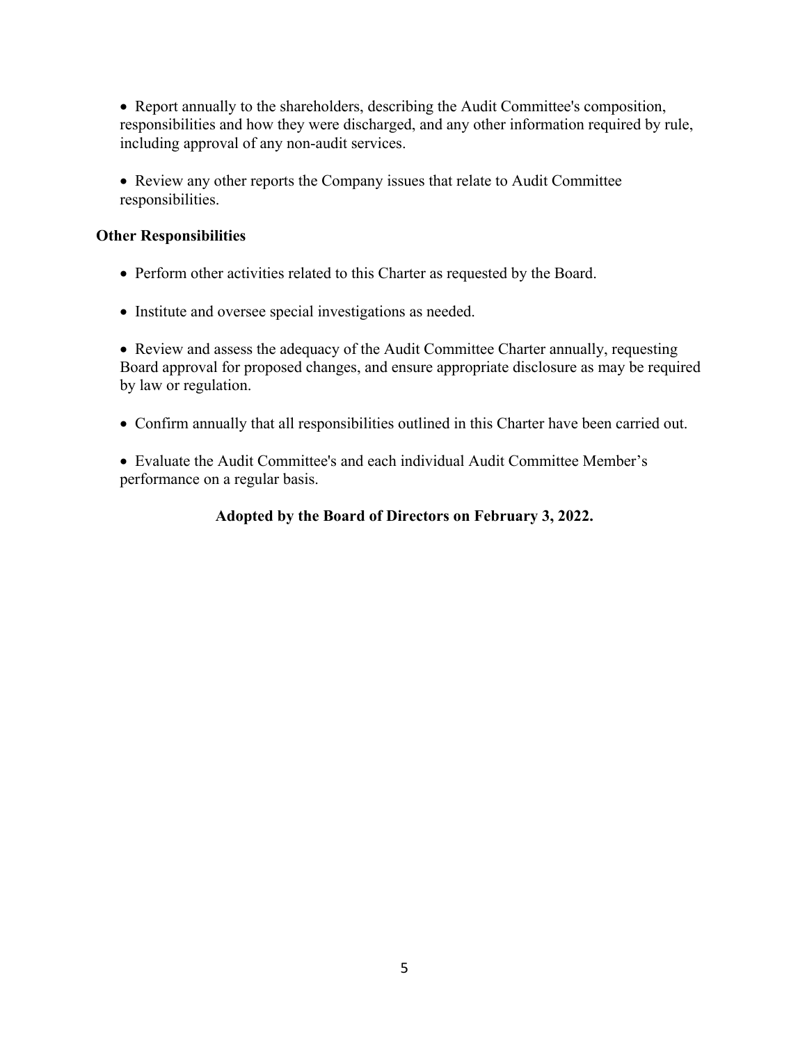- Report annually to the shareholders, describing the Audit Committee's composition, responsibilities and how they were discharged, and any other information required by rule, including approval of any non-audit services.

- Review any other reports the Company issues that relate to Audit Committee responsibilities.

**Other Responsibilities**

- Perform other activities related to this Charter as requested by the Board.

- Institute and oversee special investigations as needed.

- Review and assess the adequacy of the Audit Committee Charter annually, requesting Board approval for proposed changes, and ensure appropriate disclosure as may be required by law or regulation.

- Confirm annually that all responsibilities outlined in this Charter have been carried out.

- Evaluate the Audit Committee's and each individual Audit Committee Member's performance on a regular basis.

**Adopted by the Board of Directors on February 3, 2022.**